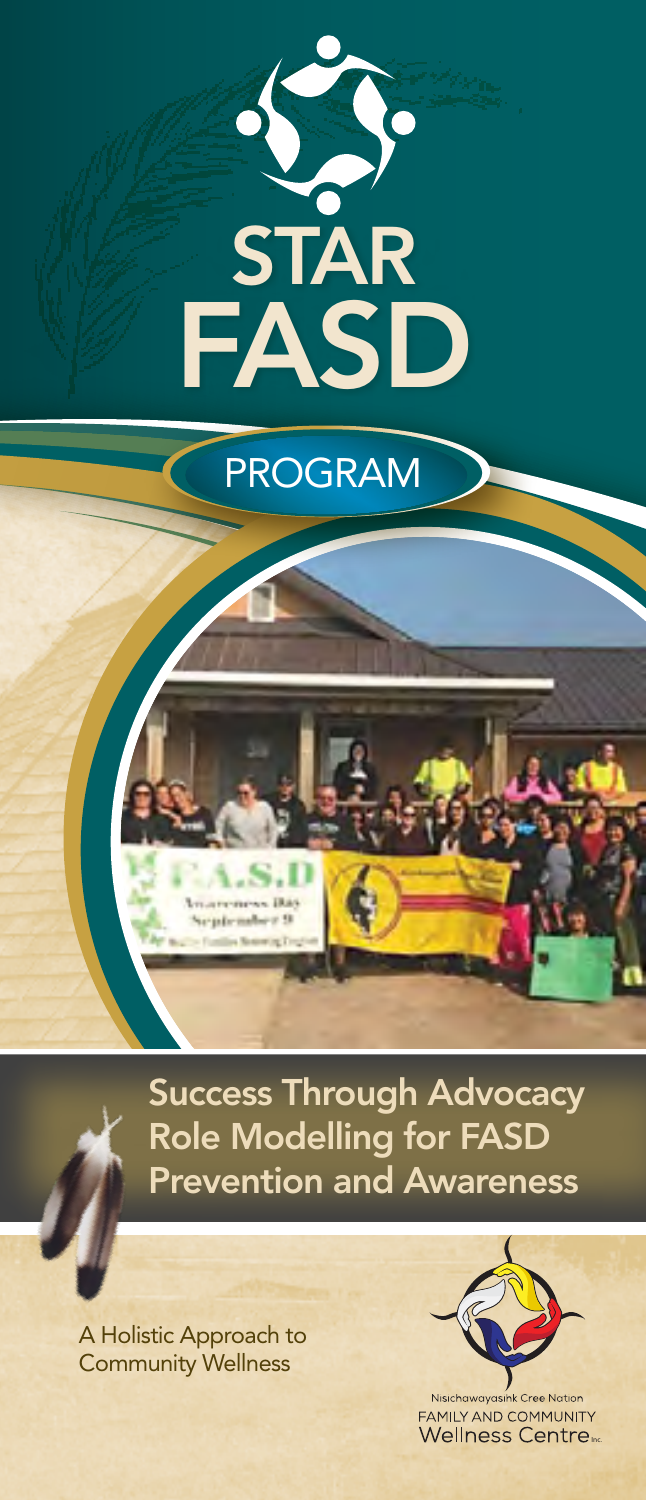# STAR FASD

## PROGRAM

**Success Through Advocacy Role Modelling for FASD Prevention and Awareness**

A Holistic Approach to Community Wellness

Nisichawayasihk Cree Nation
FAMILY AND COMMUNITY
Wellness Centre Inc.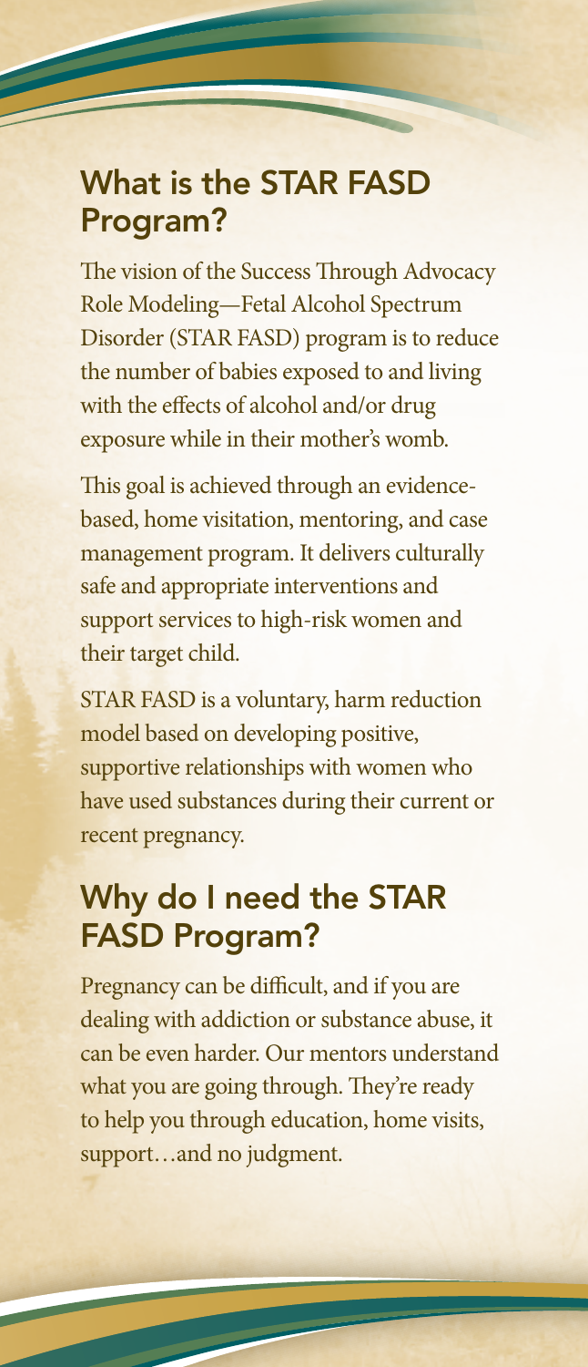## What is the STAR FASD Program?

The vision of the Success Through Advocacy Role Modeling—Fetal Alcohol Spectrum Disorder (STAR FASD) program is to reduce the number of babies exposed to and living with the effects of alcohol and/or drug exposure while in their mother's womb.

This goal is achieved through an evidence-based, home visitation, mentoring, and case management program. It delivers culturally safe and appropriate interventions and support services to high-risk women and their target child.

STAR FASD is a voluntary, harm reduction model based on developing positive, supportive relationships with women who have used substances during their current or recent pregnancy.

## Why do I need the STAR FASD Program?

Pregnancy can be difficult, and if you are dealing with addiction or substance abuse, it can be even harder. Our mentors understand what you are going through. They're ready to help you through education, home visits, support…and no judgment.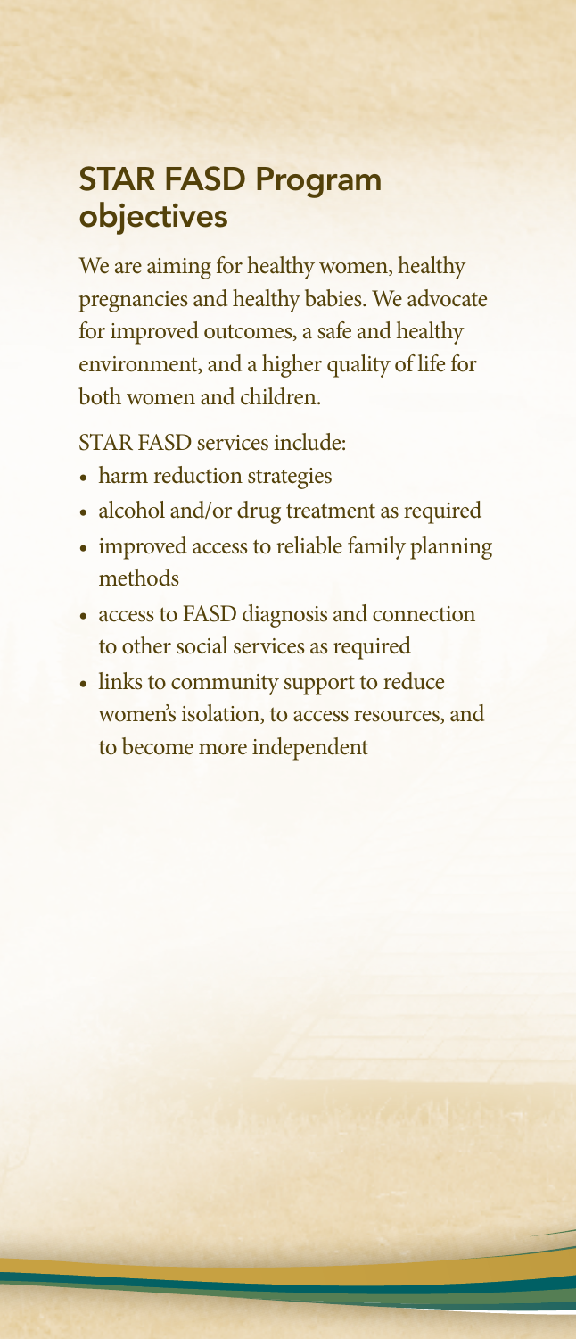## STAR FASD Program objectives

We are aiming for healthy women, healthy pregnancies and healthy babies. We advocate for improved outcomes, a safe and healthy environment, and a higher quality of life for both women and children.

STAR FASD services include:

- harm reduction strategies
- alcohol and/or drug treatment as required
- improved access to reliable family planning methods
- access to FASD diagnosis and connection to other social services as required
- links to community support to reduce women's isolation, to access resources, and to become more independent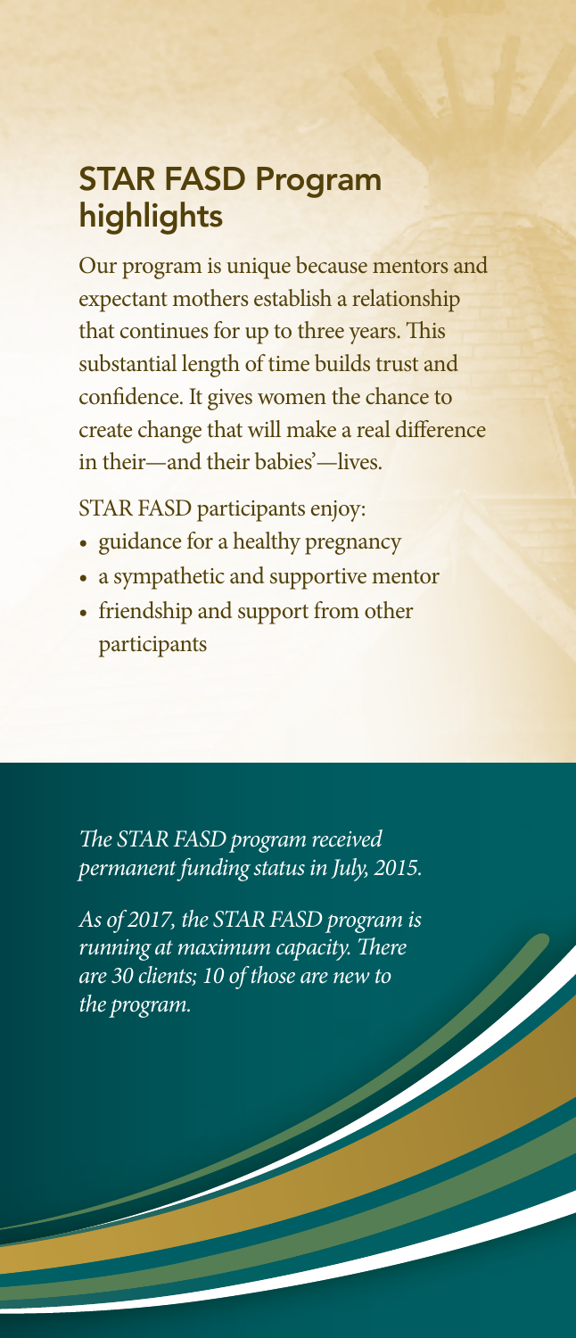## STAR FASD Program highlights

Our program is unique because mentors and expectant mothers establish a relationship that continues for up to three years. This substantial length of time builds trust and confidence. It gives women the chance to create change that will make a real difference in their—and their babies'—lives.

STAR FASD participants enjoy:

- guidance for a healthy pregnancy
- a sympathetic and supportive mentor
- friendship and support from other participants

*The STAR FASD program received permanent funding status in July, 2015.*

*As of 2017, the STAR FASD program is running at maximum capacity. There are 30 clients; 10 of those are new to the program.*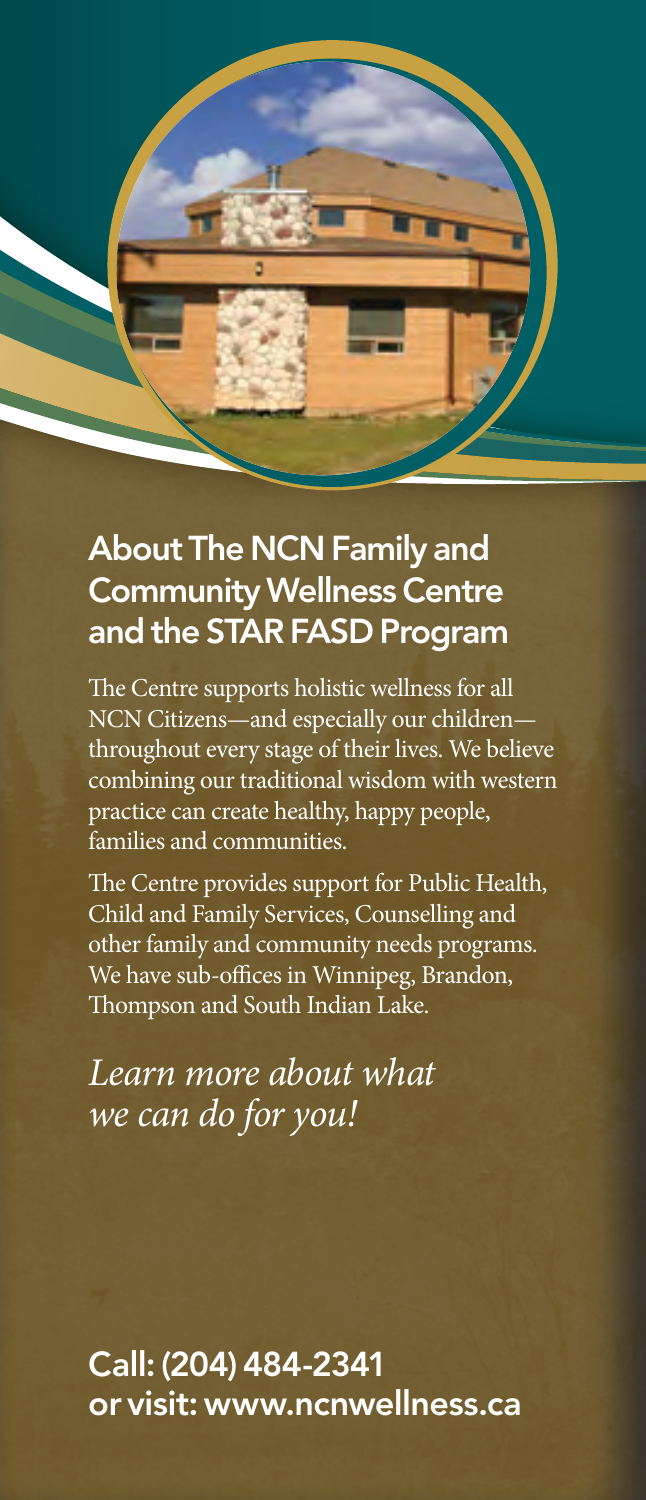## About The NCN Family and Community Wellness Centre and the STAR FASD Program

The Centre supports holistic wellness for all NCN Citizens—and especially our children—throughout every stage of their lives. We believe combining our traditional wisdom with western practice can create healthy, happy people, families and communities.

The Centre provides support for Public Health, Child and Family Services, Counselling and other family and community needs programs. We have sub-offices in Winnipeg, Brandon, Thompson and South Indian Lake.

*Learn more about what we can do for you!*

**Call: (204) 484-2341**
**or visit: www.ncnwellness.ca**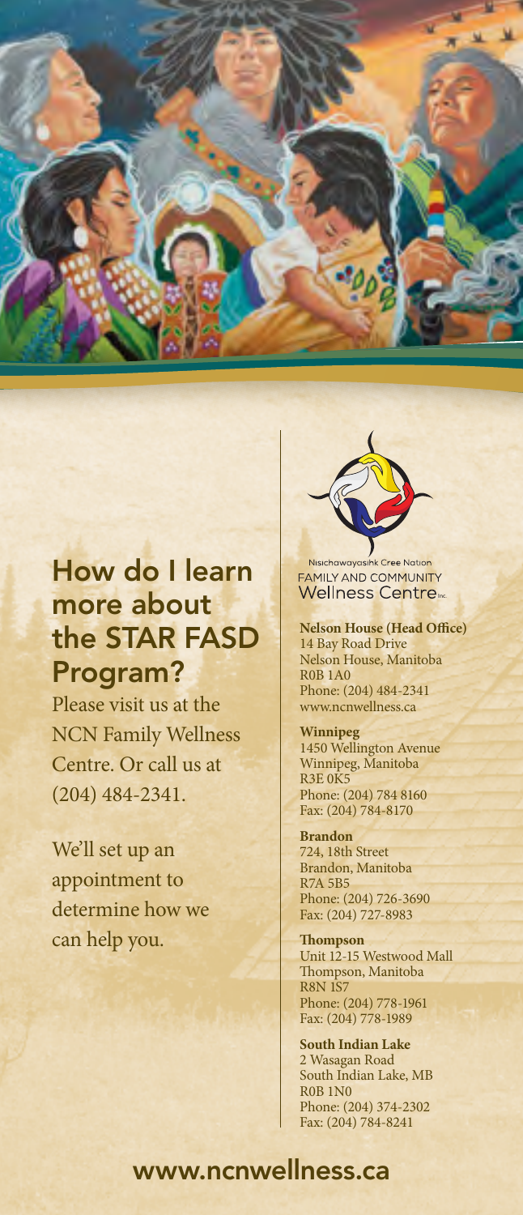## How do I learn more about the STAR FASD Program?

Please visit us at the NCN Family Wellness Centre. Or call us at (204) 484-2341.

We'll set up an appointment to determine how we can help you.

Nisichawayasihk Cree Nation
FAMILY AND COMMUNITY
Wellness Centre Inc.

**Nelson House (Head Office)**
14 Bay Road Drive
Nelson House, Manitoba
R0B 1A0
Phone: (204) 484-2341
www.ncnwellness.ca

**Winnipeg**
1450 Wellington Avenue
Winnipeg, Manitoba
R3E 0K5
Phone: (204) 784 8160
Fax: (204) 784-8170

**Brandon**
724, 18th Street
Brandon, Manitoba
R7A 5B5
Phone: (204) 726-3690
Fax: (204) 727-8983

**Thompson**
Unit 12-15 Westwood Mall
Thompson, Manitoba
R8N 1S7
Phone: (204) 778-1961
Fax: (204) 778-1989

**South Indian Lake**
2 Wasagan Road
South Indian Lake, MB
R0B 1N0
Phone: (204) 374-2302
Fax: (204) 784-8241

## www.ncnwellness.ca